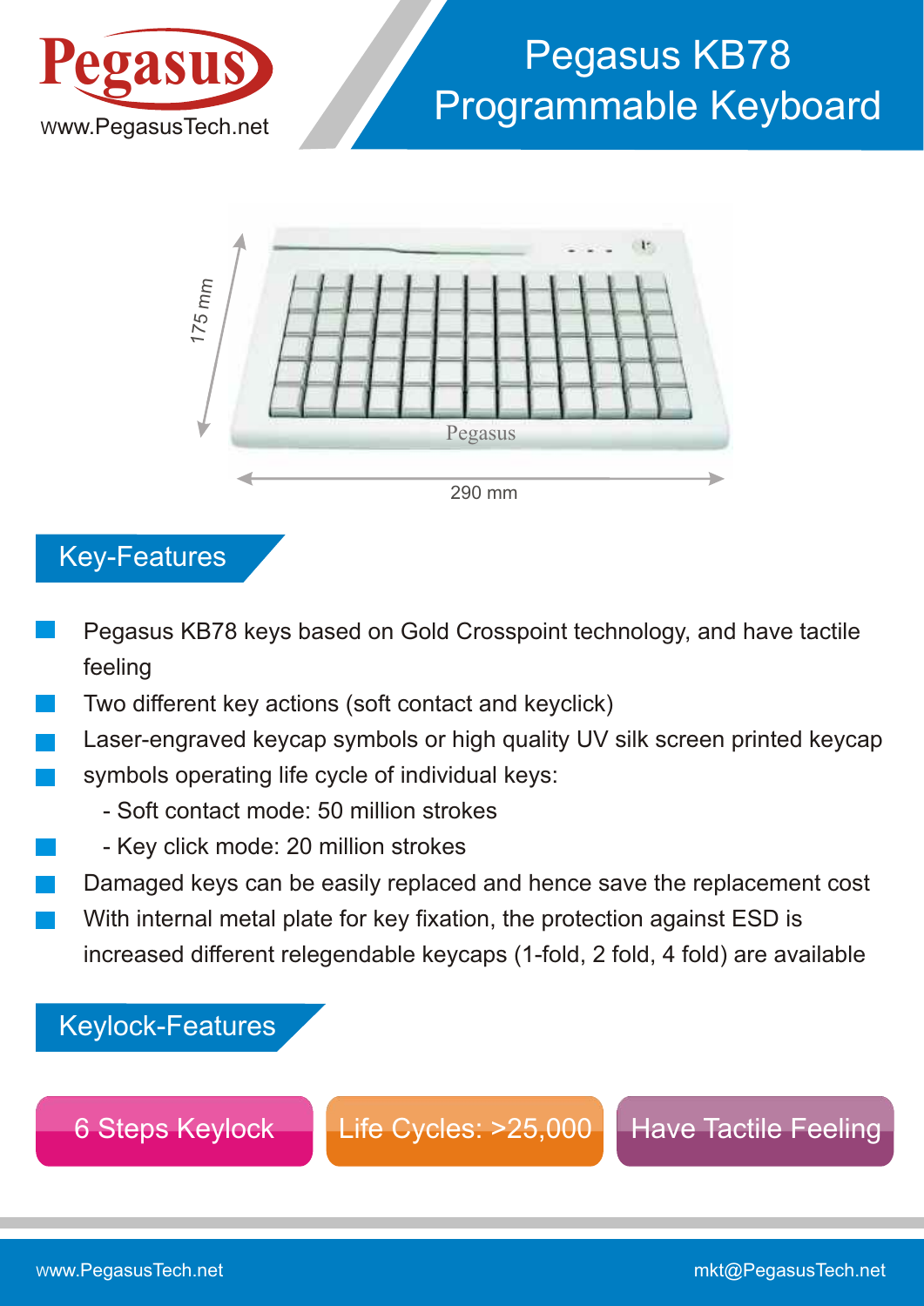Pegasus

www.PegasusTech.net

# Pegasus KB78 Programmable Keyboard

175 mm

290 mm

## Key-Features

- Pegasus KB78 keys based on Gold Crosspoint technology, and have tactile feeling
- Two different key actions (soft contact and keyclick)
- Laser-engraved keycap symbols or high quality UV silk screen printed keycap
- symbols operating life cycle of individual keys:
  - Soft contact mode: 50 million strokes
  - Key click mode: 20 million strokes
- Damaged keys can be easily replaced and hence save the replacement cost
- With internal metal plate for key fixation, the protection against ESD is increased different relegendable keycaps (1-fold, 2 fold, 4 fold) are available

## Keylock-Features

- 6 Steps Keylock
- Life Cycles: >25,000
- Have Tactile Feeling

www.PegasusTech.net

mkt@PegasusTech.net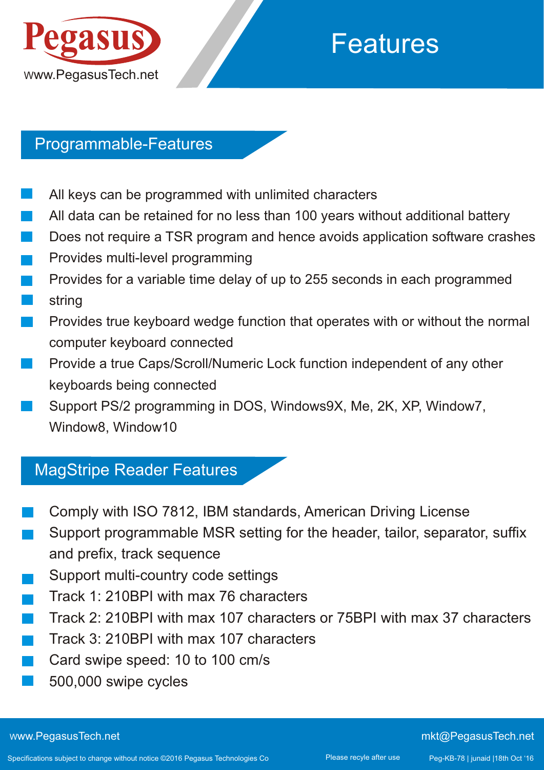Pegasus

www.PegasusTech.net

# Features

## Programmable-Features

- All keys can be programmed with unlimited characters
- All data can be retained for no less than 100 years without additional battery
- Does not require a TSR program and hence avoids application software crashes
- Provides multi-level programming
- Provides for a variable time delay of up to 255 seconds in each programmed
- string
- Provides true keyboard wedge function that operates with or without the normal computer keyboard connected
- Provide a true Caps/Scroll/Numeric Lock function independent of any other keyboards being connected
- Support PS/2 programming in DOS, Windows9X, Me, 2K, XP, Window7, Window8, Window10

## MagStripe Reader Features

- Comply with ISO 7812, IBM standards, American Driving License
- Support programmable MSR setting for the header, tailor, separator, suffix and prefix, track sequence
- Support multi-country code settings
- Track 1: 210BPI with max 76 characters
- Track 2: 210BPI with max 107 characters or 75BPI with max 37 characters
- Track 3: 210BPI with max 107 characters
- Card swipe speed: 10 to 100 cm/s
- 500,000 swipe cycles

www.PegasusTech.net mkt@PegasusTech.net

Specifications subject to change without notice ©2016 Pegasus Technologies Co Please recyle after use Peg-KB-78 | junaid |18th Oct '16